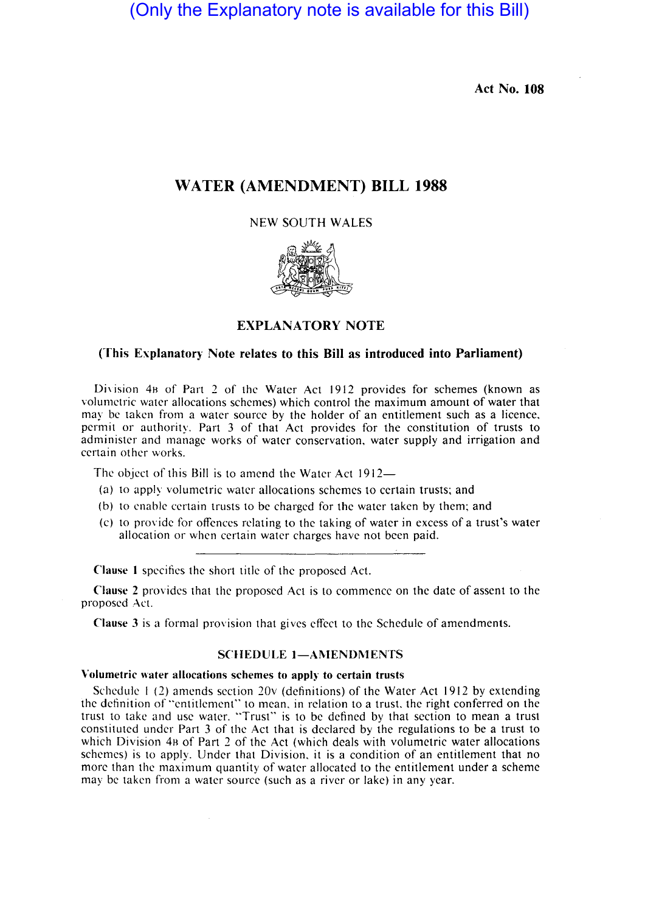(Only the Explanatory note is available for this Bill)

**Act No. 108**

# WATER (AMENDMENT) BILL 1988

NEW SOUTH WALES

## EXPLANATORY NOTE

**(This Explanatory Note relates to this Bill as introduced into Parliament)**

Division 4B of Part 2 of the Water Act 1912 provides for schemes (known as volumetric water allocations schemes) which control the maximum amount of water that may be taken from a water source by the holder of an entitlement such as a licence, permit or authority. Part 3 of that Act provides for the constitution of trusts to administer and manage works of water conservation, water supply and irrigation and certain other works.

The object of this Bill is to amend the Water Act 1912—

(a) to apply volumetric water allocations schemes to certain trusts; and

(b) to enable certain trusts to be charged for the water taken by them; and

(c) to provide for offences relating to the taking of water in excess of a trust's water allocation or when certain water charges have not been paid.

---

**Clause 1** specifies the short title of the proposed Act.

**Clause 2** provides that the proposed Act is to commence on the date of assent to the proposed Act.

**Clause 3** is a formal provision that gives effect to the Schedule of amendments.

### SCHEDULE 1—AMENDMENTS

**Volumetric water allocations schemes to apply to certain trusts**

Schedule 1 (2) amends section 20V (definitions) of the Water Act 1912 by extending the definition of "entitlement" to mean, in relation to a trust, the right conferred on the trust to take and use water. "Trust" is to be defined by that section to mean a trust constituted under Part 3 of the Act that is declared by the regulations to be a trust to which Division 4B of Part 2 of the Act (which deals with volumetric water allocations schemes) is to apply. Under that Division, it is a condition of an entitlement that no more than the maximum quantity of water allocated to the entitlement under a scheme may be taken from a water source (such as a river or lake) in any year.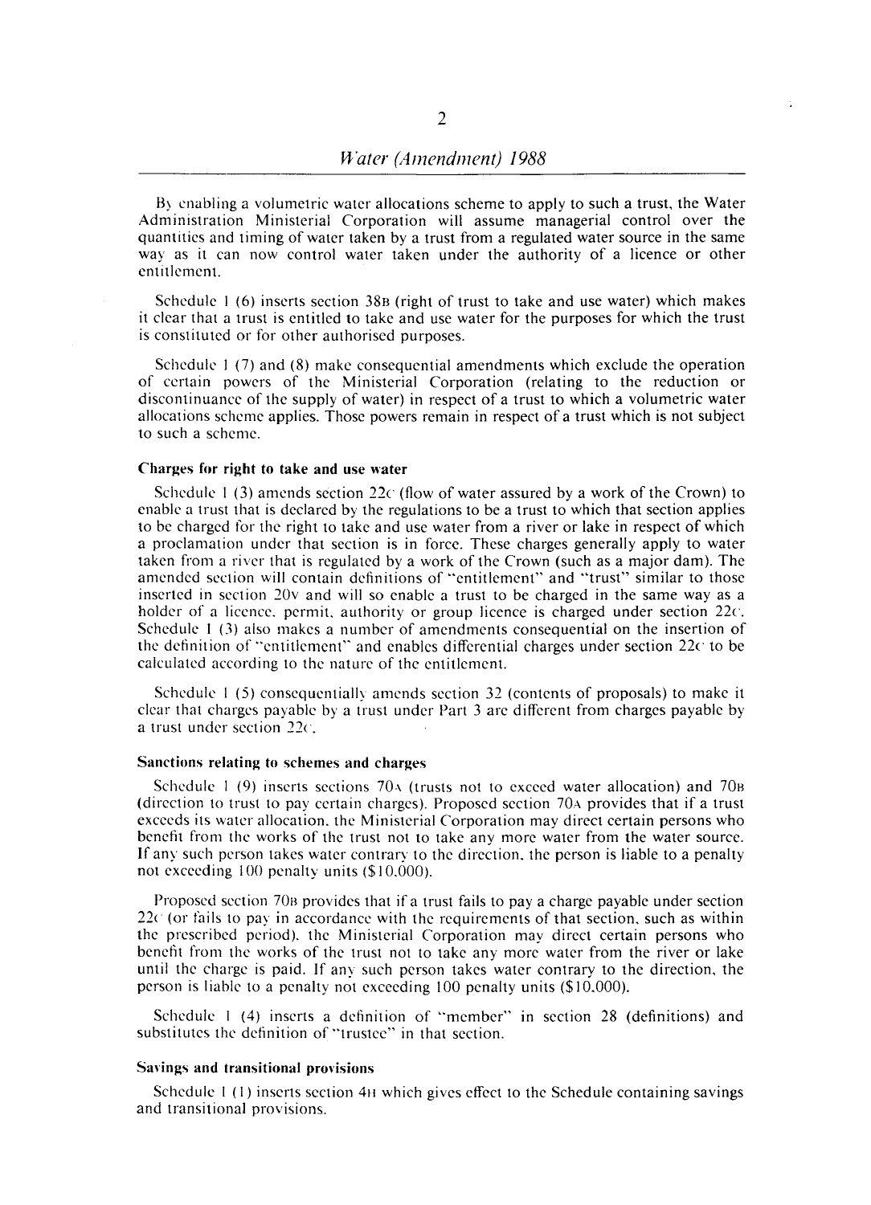By enabling a volumetric water allocations scheme to apply to such a trust, the Water Administration Ministerial Corporation will assume managerial control over the quantities and timing of water taken by a trust from a regulated water source in the same way as it can now control water taken under the authority of a licence or other entitlement.

Schedule 1 (6) inserts section 38B (right of trust to take and use water) which makes it clear that a trust is entitled to take and use water for the purposes for which the trust is constituted or for other authorised purposes.

Schedule 1 (7) and (8) make consequential amendments which exclude the operation of certain powers of the Ministerial Corporation (relating to the reduction or discontinuance of the supply of water) in respect of a trust to which a volumetric water allocations scheme applies. Those powers remain in respect of a trust which is not subject to such a scheme.

#### Charges for right to take and use water

Schedule 1 (3) amends section 22C (flow of water assured by a work of the Crown) to enable a trust that is declared by the regulations to be a trust to which that section applies to be charged for the right to take and use water from a river or lake in respect of which a proclamation under that section is in force. These charges generally apply to water taken from a river that is regulated by a work of the Crown (such as a major dam). The amended section will contain definitions of "entitlement" and "trust" similar to those inserted in section 20V and will so enable a trust to be charged in the same way as a holder of a licence, permit, authority or group licence is charged under section 22C. Schedule 1 (3) also makes a number of amendments consequential on the insertion of the definition of "entitlement" and enables differential charges under section 22C to be calculated according to the nature of the entitlement.

Schedule 1 (5) consequentially amends section 32 (contents of proposals) to make it clear that charges payable by a trust under Part 3 are different from charges payable by a trust under section 22C.

#### Sanctions relating to schemes and charges

Schedule 1 (9) inserts sections 70A (trusts not to exceed water allocation) and 70B (direction to trust to pay certain charges). Proposed section 70A provides that if a trust exceeds its water allocation, the Ministerial Corporation may direct certain persons who benefit from the works of the trust not to take any more water from the water source. If any such person takes water contrary to the direction, the person is liable to a penalty not exceeding 100 penalty units ($10,000).

Proposed section 70B provides that if a trust fails to pay a charge payable under section 22C (or fails to pay in accordance with the requirements of that section, such as within the prescribed period), the Ministerial Corporation may direct certain persons who benefit from the works of the trust not to take any more water from the river or lake until the charge is paid. If any such person takes water contrary to the direction, the person is liable to a penalty not exceeding 100 penalty units ($10,000).

Schedule 1 (4) inserts a definition of "member" in section 28 (definitions) and substitutes the definition of "trustee" in that section.

#### Savings and transitional provisions

Schedule 1 (1) inserts section 4H which gives effect to the Schedule containing savings and transitional provisions.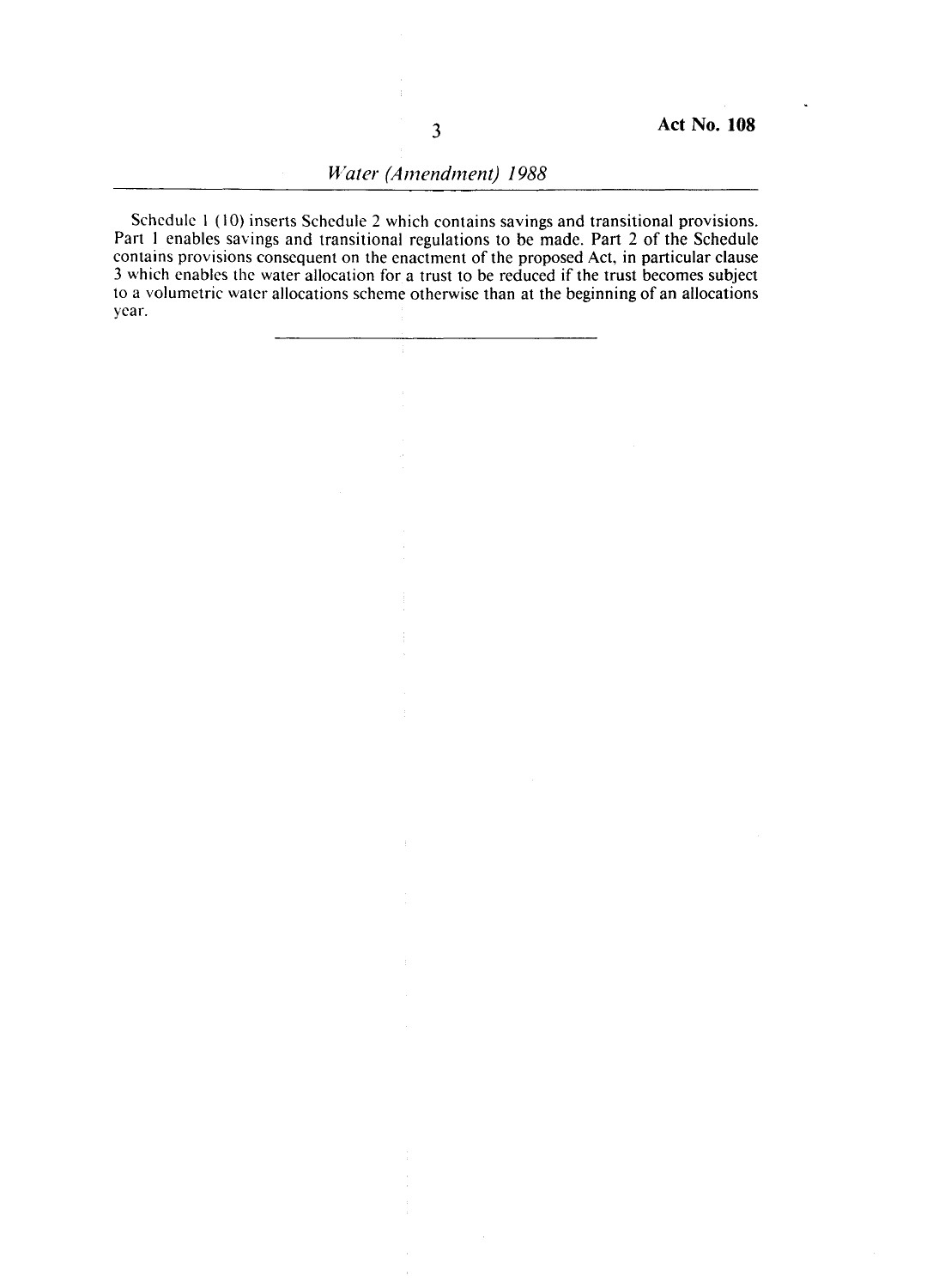Schedule 1 (10) inserts Schedule 2 which contains savings and transitional provisions. Part 1 enables savings and transitional regulations to be made. Part 2 of the Schedule contains provisions consequent on the enactment of the proposed Act, in particular clause 3 which enables the water allocation for a trust to be reduced if the trust becomes subject to a volumetric water allocations scheme otherwise than at the beginning of an allocations year.